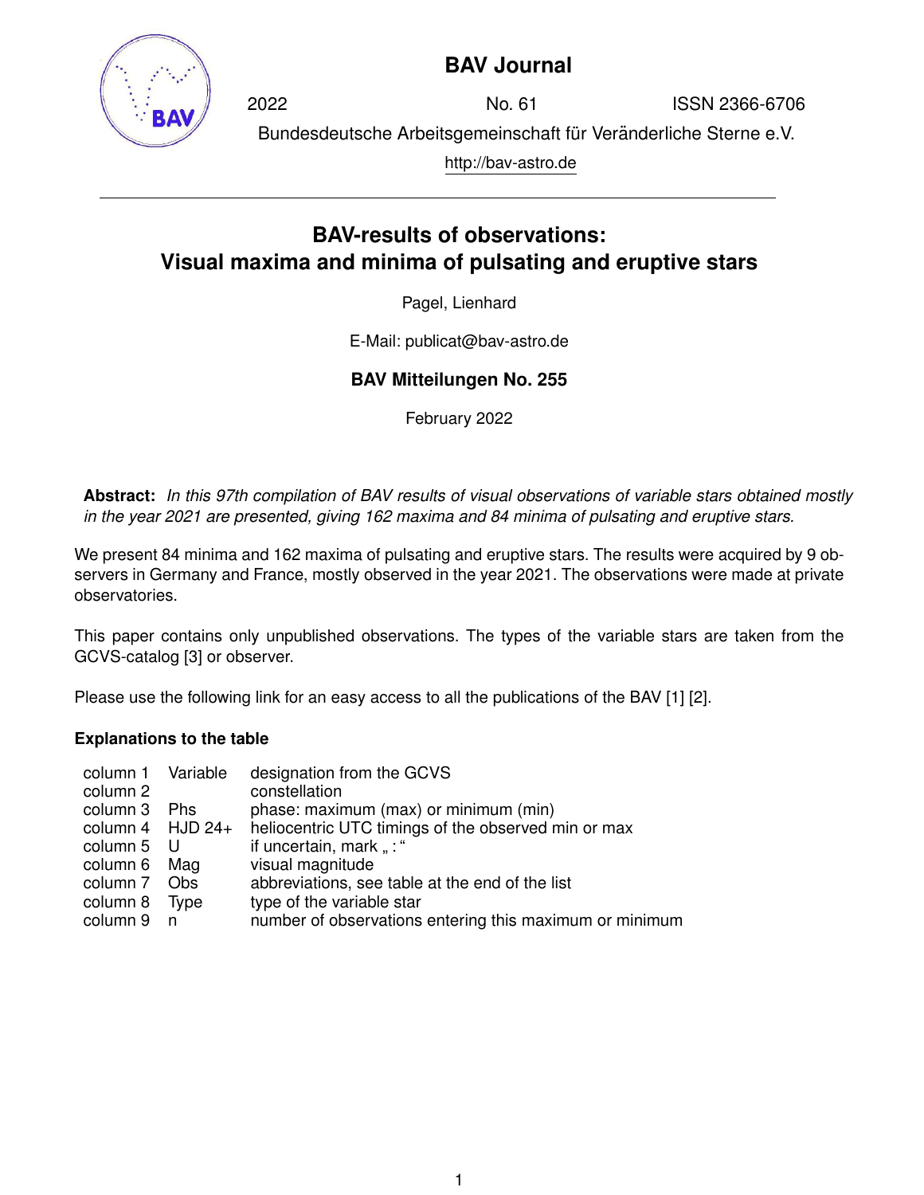**BAV Journal**

2022 No. 61 ISSN 2366-6706

Bundesdeutsche Arbeitsgemeinschaft für Veränderliche Sterne e.V.

http://bav-astro.de

# BAV-results of observations: Visual maxima and minima of pulsating and eruptive stars

Pagel, Lienhard

E-Mail: publicat@bav-astro.de

**BAV Mitteilungen No. 255**

February 2022

**Abstract:** *In this 97th compilation of BAV results of visual observations of variable stars obtained mostly in the year 2021 are presented, giving 162 maxima and 84 minima of pulsating and eruptive stars.*

We present 84 minima and 162 maxima of pulsating and eruptive stars. The results were acquired by 9 observers in Germany and France, mostly observed in the year 2021. The observations were made at private observatories.

This paper contains only unpublished observations. The types of the variable stars are taken from the GCVS-catalog [3] or observer.

Please use the following link for an easy access to all the publications of the BAV [1] [2].

### Explanations to the table

| | | |
|---|---|---|
| column 1 | Variable | designation from the GCVS |
| column 2 | | constellation |
| column 3 | Phs | phase: maximum (max) or minimum (min) |
| column 4 | HJD 24+ | heliocentric UTC timings of the observed min or max |
| column 5 | U | if uncertain, mark „ : “ |
| column 6 | Mag | visual magnitude |
| column 7 | Obs | abbreviations, see table at the end of the list |
| column 8 | Type | type of the variable star |
| column 9 | n | number of observations entering this maximum or minimum |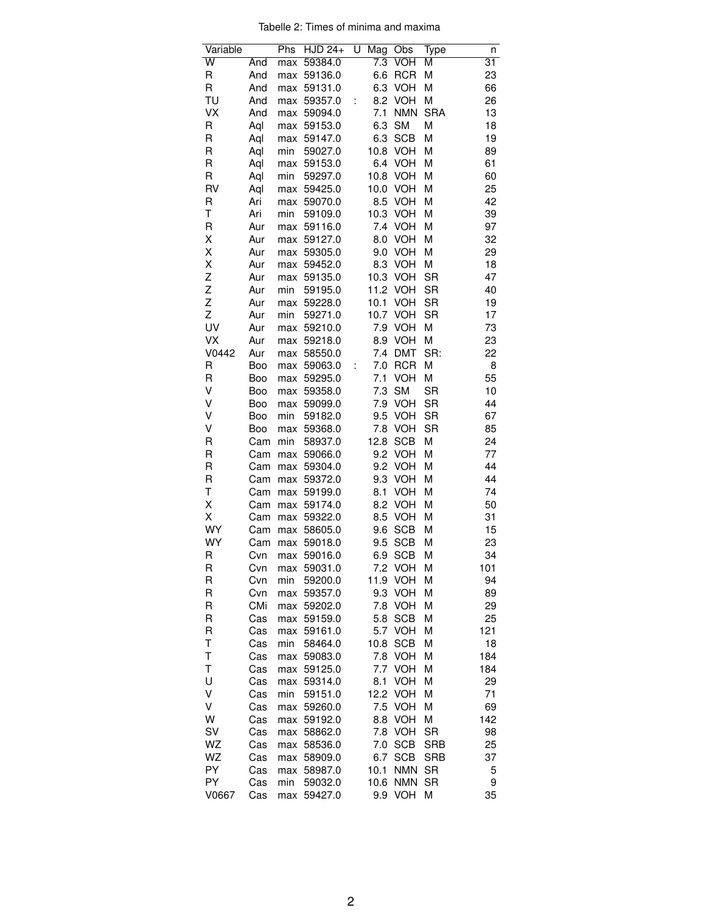Tabelle 2: Times of minima and maxima

| Variable | | Phs | HJD 24+ | U | Mag | Obs | Type | n |
|---|---|---|---|---|---|---|---|---|
| W | And | max | 59384.0 | | 7.3 | VOH | M | 31 |
| R | And | max | 59136.0 | | 6.6 | RCR | M | 23 |
| R | And | max | 59131.0 | | 6.3 | VOH | M | 66 |
| TU | And | max | 59357.0 | : | 8.2 | VOH | M | 26 |
| VX | And | max | 59094.0 | | 7.1 | NMN | SRA | 13 |
| R | Aql | max | 59153.0 | | 6.3 | SM | M | 18 |
| R | Aql | max | 59147.0 | | 6.3 | SCB | M | 19 |
| R | Aql | min | 59027.0 | | 10.8 | VOH | M | 89 |
| R | Aql | max | 59153.0 | | 6.4 | VOH | M | 61 |
| R | Aql | min | 59297.0 | | 10.8 | VOH | M | 60 |
| RV | Aql | max | 59425.0 | | 10.0 | VOH | M | 25 |
| R | Ari | max | 59070.0 | | 8.5 | VOH | M | 42 |
| T | Ari | min | 59109.0 | | 10.3 | VOH | M | 39 |
| R | Aur | max | 59116.0 | | 7.4 | VOH | M | 97 |
| X | Aur | max | 59127.0 | | 8.0 | VOH | M | 32 |
| X | Aur | max | 59305.0 | | 9.0 | VOH | M | 29 |
| X | Aur | max | 59452.0 | | 8.3 | VOH | M | 18 |
| Z | Aur | max | 59135.0 | | 10.3 | VOH | SR | 47 |
| Z | Aur | min | 59195.0 | | 11.2 | VOH | SR | 40 |
| Z | Aur | max | 59228.0 | | 10.1 | VOH | SR | 19 |
| Z | Aur | min | 59271.0 | | 10.7 | VOH | SR | 17 |
| UV | Aur | max | 59210.0 | | 7.9 | VOH | M | 73 |
| VX | Aur | max | 59218.0 | | 8.9 | VOH | M | 23 |
| V0442 | Aur | max | 58550.0 | | 7.4 | DMT | SR: | 22 |
| R | Boo | max | 59063.0 | : | 7.0 | RCR | M | 8 |
| R | Boo | max | 59295.0 | | 7.1 | VOH | M | 55 |
| V | Boo | max | 59358.0 | | 7.3 | SM | SR | 10 |
| V | Boo | max | 59099.0 | | 7.9 | VOH | SR | 44 |
| V | Boo | min | 59182.0 | | 9.5 | VOH | SR | 67 |
| V | Boo | max | 59368.0 | | 7.8 | VOH | SR | 85 |
| R | Cam | min | 58937.0 | | 12.8 | SCB | M | 24 |
| R | Cam | max | 59066.0 | | 9.2 | VOH | M | 77 |
| R | Cam | max | 59304.0 | | 9.2 | VOH | M | 44 |
| R | Cam | max | 59372.0 | | 9.3 | VOH | M | 44 |
| T | Cam | max | 59199.0 | | 8.1 | VOH | M | 74 |
| X | Cam | max | 59174.0 | | 8.2 | VOH | M | 50 |
| X | Cam | max | 59322.0 | | 8.5 | VOH | M | 31 |
| WY | Cam | max | 58605.0 | | 9.6 | SCB | M | 15 |
| WY | Cam | max | 59018.0 | | 9.5 | SCB | M | 23 |
| R | Cvn | max | 59016.0 | | 6.9 | SCB | M | 34 |
| R | Cvn | max | 59031.0 | | 7.2 | VOH | M | 101 |
| R | Cvn | min | 59200.0 | | 11.9 | VOH | M | 94 |
| R | Cvn | max | 59357.0 | | 9.3 | VOH | M | 89 |
| R | CMi | max | 59202.0 | | 7.8 | VOH | M | 29 |
| R | Cas | max | 59159.0 | | 5.8 | SCB | M | 25 |
| R | Cas | max | 59161.0 | | 5.7 | VOH | M | 121 |
| T | Cas | min | 58464.0 | | 10.8 | SCB | M | 18 |
| T | Cas | max | 59083.0 | | 7.8 | VOH | M | 184 |
| T | Cas | max | 59125.0 | | 7.7 | VOH | M | 184 |
| U | Cas | max | 59314.0 | | 8.1 | VOH | M | 29 |
| V | Cas | min | 59151.0 | | 12.2 | VOH | M | 71 |
| V | Cas | max | 59260.0 | | 7.5 | VOH | M | 69 |
| W | Cas | max | 59192.0 | | 8.8 | VOH | M | 142 |
| SV | Cas | max | 58862.0 | | 7.8 | VOH | SR | 98 |
| WZ | Cas | max | 58536.0 | | 7.0 | SCB | SRB | 25 |
| WZ | Cas | max | 58909.0 | | 6.7 | SCB | SRB | 37 |
| PY | Cas | max | 58987.0 | | 10.1 | NMN | SR | 5 |
| PY | Cas | min | 59032.0 | | 10.6 | NMN | SR | 9 |
| V0667 | Cas | max | 59427.0 | | 9.9 | VOH | M | 35 |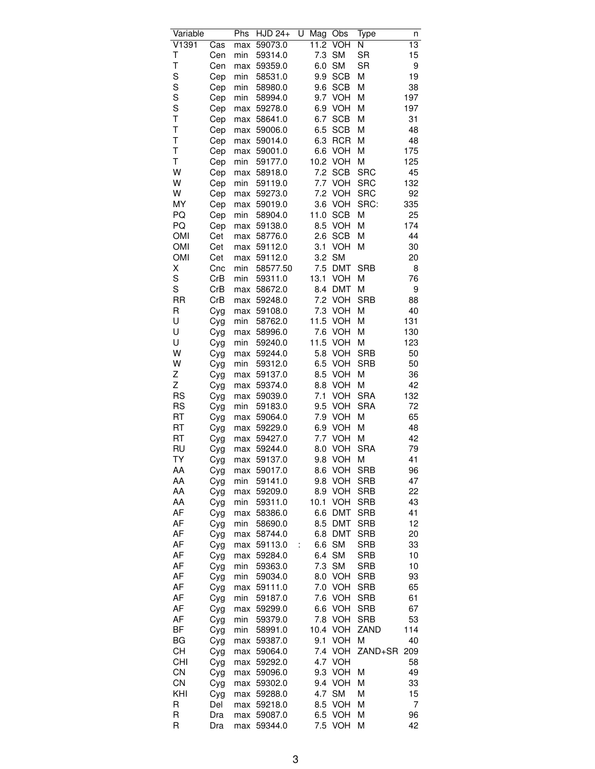| Variable | | Phs | HJD 24+ | U | Mag | Obs | Type | n |
|---|---|---|---|---|---|---|---|---|
| V1391 | Cas | max | 59073.0 | | 11.2 | VOH | N | 13 |
| T | Cen | min | 59314.0 | | 7.3 | SM | SR | 15 |
| T | Cen | max | 59359.0 | | 6.0 | SM | SR | 9 |
| S | Cep | min | 58531.0 | | 9.9 | SCB | M | 19 |
| S | Cep | min | 58980.0 | | 9.6 | SCB | M | 38 |
| S | Cep | min | 58994.0 | | 9.7 | VOH | M | 197 |
| S | Cep | max | 59278.0 | | 6.9 | VOH | M | 197 |
| T | Cep | max | 58641.0 | | 6.7 | SCB | M | 31 |
| T | Cep | max | 59006.0 | | 6.5 | SCB | M | 48 |
| T | Cep | max | 59014.0 | | 6.3 | RCR | M | 48 |
| T | Cep | max | 59001.0 | | 6.6 | VOH | M | 175 |
| T | Cep | min | 59177.0 | | 10.2 | VOH | M | 125 |
| W | Cep | max | 58918.0 | | 7.2 | SCB | SRC | 45 |
| W | Cep | min | 59119.0 | | 7.7 | VOH | SRC | 132 |
| W | Cep | max | 59273.0 | | 7.2 | VOH | SRC | 92 |
| MY | Cep | max | 59019.0 | | 3.6 | VOH | SRC: | 335 |
| PQ | Cep | min | 58904.0 | | 11.0 | SCB | M | 25 |
| PQ | Cep | max | 59138.0 | | 8.5 | VOH | M | 174 |
| OMI | Cet | max | 58776.0 | | 2.6 | SCB | M | 44 |
| OMI | Cet | max | 59112.0 | | 3.1 | VOH | M | 30 |
| OMI | Cet | max | 59112.0 | | 3.2 | SM | | 20 |
| X | Cnc | min | 58577.50 | | 7.5 | DMT | SRB | 8 |
| S | CrB | min | 59311.0 | | 13.1 | VOH | M | 76 |
| S | CrB | max | 58672.0 | | 8.4 | DMT | M | 9 |
| RR | CrB | max | 59248.0 | | 7.2 | VOH | SRB | 88 |
| R | Cyg | max | 59108.0 | | 7.3 | VOH | M | 40 |
| U | Cyg | min | 58762.0 | | 11.5 | VOH | M | 131 |
| U | Cyg | max | 58996.0 | | 7.6 | VOH | M | 130 |
| U | Cyg | min | 59240.0 | | 11.5 | VOH | M | 123 |
| W | Cyg | max | 59244.0 | | 5.8 | VOH | SRB | 50 |
| W | Cyg | min | 59312.0 | | 6.5 | VOH | SRB | 50 |
| Z | Cyg | max | 59137.0 | | 8.5 | VOH | M | 36 |
| Z | Cyg | max | 59374.0 | | 8.8 | VOH | M | 42 |
| RS | Cyg | max | 59039.0 | | 7.1 | VOH | SRA | 132 |
| RS | Cyg | min | 59183.0 | | 9.5 | VOH | SRA | 72 |
| RT | Cyg | max | 59064.0 | | 7.9 | VOH | M | 65 |
| RT | Cyg | max | 59229.0 | | 6.9 | VOH | M | 48 |
| RT | Cyg | max | 59427.0 | | 7.7 | VOH | M | 42 |
| RU | Cyg | max | 59244.0 | | 8.0 | VOH | SRA | 79 |
| TY | Cyg | max | 59137.0 | | 9.8 | VOH | M | 41 |
| AA | Cyg | max | 59017.0 | | 8.6 | VOH | SRB | 96 |
| AA | Cyg | min | 59141.0 | | 9.8 | VOH | SRB | 47 |
| AA | Cyg | max | 59209.0 | | 8.9 | VOH | SRB | 22 |
| AA | Cyg | min | 59311.0 | | 10.1 | VOH | SRB | 43 |
| AF | Cyg | max | 58386.0 | | 6.6 | DMT | SRB | 41 |
| AF | Cyg | min | 58690.0 | | 8.5 | DMT | SRB | 12 |
| AF | Cyg | max | 58744.0 | | 6.8 | DMT | SRB | 20 |
| AF | Cyg | max | 59113.0 | : | 6.6 | SM | SRB | 33 |
| AF | Cyg | max | 59284.0 | | 6.4 | SM | SRB | 10 |
| AF | Cyg | min | 59363.0 | | 7.3 | SM | SRB | 10 |
| AF | Cyg | min | 59034.0 | | 8.0 | VOH | SRB | 93 |
| AF | Cyg | max | 59111.0 | | 7.0 | VOH | SRB | 65 |
| AF | Cyg | min | 59187.0 | | 7.6 | VOH | SRB | 61 |
| AF | Cyg | max | 59299.0 | | 6.6 | VOH | SRB | 67 |
| AF | Cyg | min | 59379.0 | | 7.8 | VOH | SRB | 53 |
| BF | Cyg | min | 58991.0 | | 10.4 | VOH | ZAND | 114 |
| BG | Cyg | max | 59387.0 | | 9.1 | VOH | M | 40 |
| CH | Cyg | max | 59064.0 | | 7.4 | VOH | ZAND+SR | 209 |
| CHI | Cyg | max | 59292.0 | | 4.7 | VOH | | 58 |
| CN | Cyg | max | 59096.0 | | 9.3 | VOH | M | 49 |
| CN | Cyg | max | 59302.0 | | 9.4 | VOH | M | 33 |
| KHI | Cyg | max | 59288.0 | | 4.7 | SM | M | 15 |
| R | Del | max | 59218.0 | | 8.5 | VOH | M | 7 |
| R | Dra | max | 59087.0 | | 6.5 | VOH | M | 96 |
| R | Dra | max | 59344.0 | | 7.5 | VOH | M | 42 |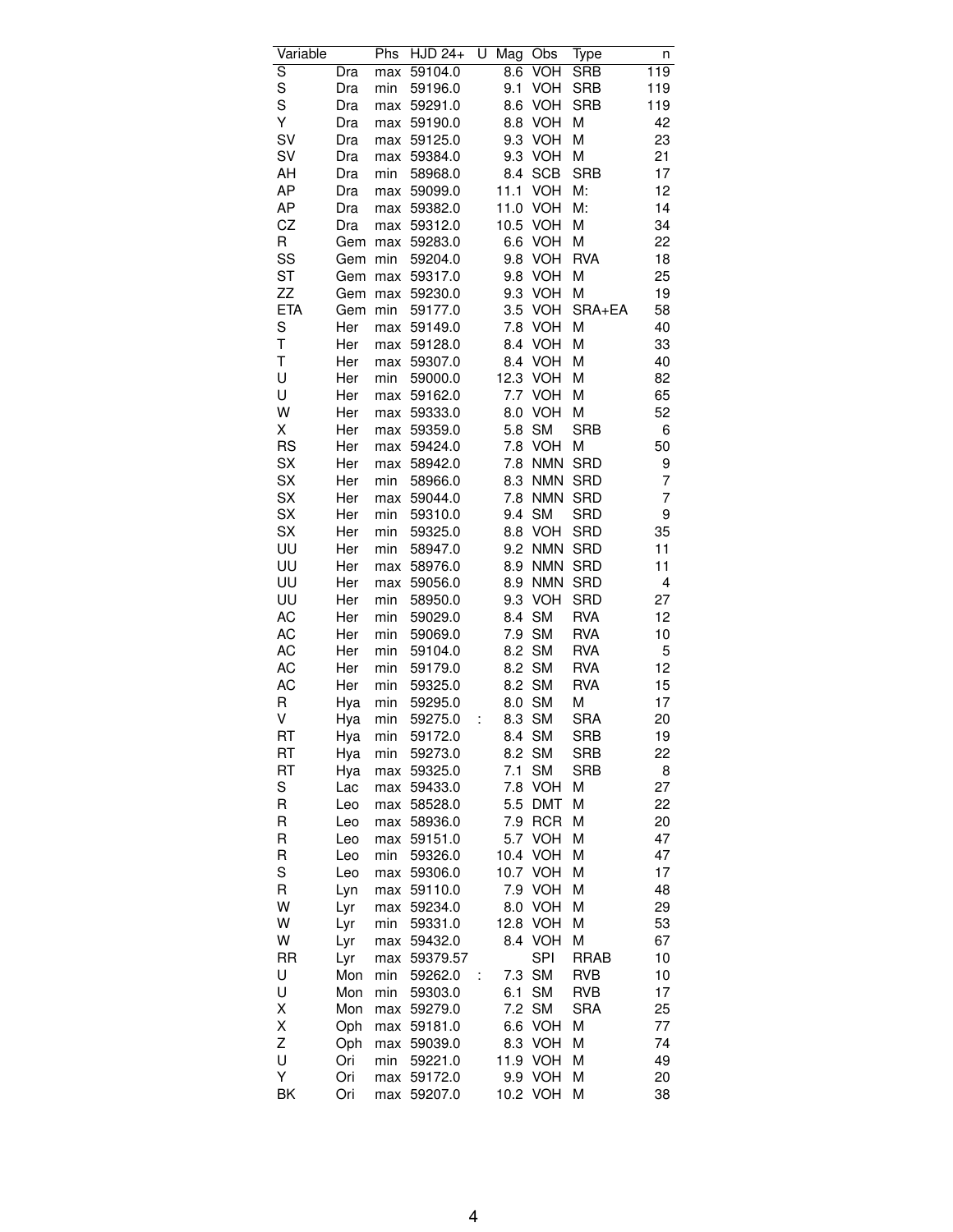| Variable | | Phs | HJD 24+ | U | Mag | Obs | Type | n |
|---|---|---|---|---|---|---|---|---|
| S | Dra | max | 59104.0 | | 8.6 | VOH | SRB | 119 |
| S | Dra | min | 59196.0 | | 9.1 | VOH | SRB | 119 |
| S | Dra | max | 59291.0 | | 8.6 | VOH | SRB | 119 |
| Y | Dra | max | 59190.0 | | 8.8 | VOH | M | 42 |
| SV | Dra | max | 59125.0 | | 9.3 | VOH | M | 23 |
| SV | Dra | max | 59384.0 | | 9.3 | VOH | M | 21 |
| AH | Dra | min | 58968.0 | | 8.4 | SCB | SRB | 17 |
| AP | Dra | max | 59099.0 | | 11.1 | VOH | M: | 12 |
| AP | Dra | max | 59382.0 | | 11.0 | VOH | M: | 14 |
| CZ | Dra | max | 59312.0 | | 10.5 | VOH | M | 34 |
| R | Gem | max | 59283.0 | | 6.6 | VOH | M | 22 |
| SS | Gem | min | 59204.0 | | 9.8 | VOH | RVA | 18 |
| ST | Gem | max | 59317.0 | | 9.8 | VOH | M | 25 |
| ZZ | Gem | max | 59230.0 | | 9.3 | VOH | M | 19 |
| ETA | Gem | min | 59177.0 | | 3.5 | VOH | SRA+EA | 58 |
| S | Her | max | 59149.0 | | 7.8 | VOH | M | 40 |
| T | Her | max | 59128.0 | | 8.4 | VOH | M | 33 |
| T | Her | max | 59307.0 | | 8.4 | VOH | M | 40 |
| U | Her | min | 59000.0 | | 12.3 | VOH | M | 82 |
| U | Her | max | 59162.0 | | 7.7 | VOH | M | 65 |
| W | Her | max | 59333.0 | | 8.0 | VOH | M | 52 |
| X | Her | max | 59359.0 | | 5.8 | SM | SRB | 6 |
| RS | Her | max | 59424.0 | | 7.8 | VOH | M | 50 |
| SX | Her | max | 58942.0 | | 7.8 | NMN | SRD | 9 |
| SX | Her | min | 58966.0 | | 8.3 | NMN | SRD | 7 |
| SX | Her | max | 59044.0 | | 7.8 | NMN | SRD | 7 |
| SX | Her | min | 59310.0 | | 9.4 | SM | SRD | 9 |
| SX | Her | min | 59325.0 | | 8.8 | VOH | SRD | 35 |
| UU | Her | min | 58947.0 | | 9.2 | NMN | SRD | 11 |
| UU | Her | max | 58976.0 | | 8.9 | NMN | SRD | 11 |
| UU | Her | max | 59056.0 | | 8.9 | NMN | SRD | 4 |
| UU | Her | min | 58950.0 | | 9.3 | VOH | SRD | 27 |
| AC | Her | min | 59029.0 | | 8.4 | SM | RVA | 12 |
| AC | Her | min | 59069.0 | | 7.9 | SM | RVA | 10 |
| AC | Her | min | 59104.0 | | 8.2 | SM | RVA | 5 |
| AC | Her | min | 59179.0 | | 8.2 | SM | RVA | 12 |
| AC | Her | min | 59325.0 | | 8.2 | SM | RVA | 15 |
| R | Hya | min | 59295.0 | | 8.0 | SM | M | 17 |
| V | Hya | min | 59275.0 | : | 8.3 | SM | SRA | 20 |
| RT | Hya | min | 59172.0 | | 8.4 | SM | SRB | 19 |
| RT | Hya | min | 59273.0 | | 8.2 | SM | SRB | 22 |
| RT | Hya | max | 59325.0 | | 7.1 | SM | SRB | 8 |
| S | Lac | max | 59433.0 | | 7.8 | VOH | M | 27 |
| R | Leo | max | 58528.0 | | 5.5 | DMT | M | 22 |
| R | Leo | max | 58936.0 | | 7.9 | RCR | M | 20 |
| R | Leo | max | 59151.0 | | 5.7 | VOH | M | 47 |
| R | Leo | min | 59326.0 | | 10.4 | VOH | M | 47 |
| S | Leo | max | 59306.0 | | 10.7 | VOH | M | 17 |
| R | Lyn | max | 59110.0 | | 7.9 | VOH | M | 48 |
| W | Lyr | max | 59234.0 | | 8.0 | VOH | M | 29 |
| W | Lyr | min | 59331.0 | | 12.8 | VOH | M | 53 |
| W | Lyr | max | 59432.0 | | 8.4 | VOH | M | 67 |
| RR | Lyr | max | 59379.57 | | | SPI | RRAB | 10 |
| U | Mon | min | 59262.0 | : | 7.3 | SM | RVB | 10 |
| U | Mon | min | 59303.0 | | 6.1 | SM | RVB | 17 |
| X | Mon | max | 59279.0 | | 7.2 | SM | SRA | 25 |
| X | Oph | max | 59181.0 | | 6.6 | VOH | M | 77 |
| Z | Oph | max | 59039.0 | | 8.3 | VOH | M | 74 |
| U | Ori | min | 59221.0 | | 11.9 | VOH | M | 49 |
| Y | Ori | max | 59172.0 | | 9.9 | VOH | M | 20 |
| BK | Ori | max | 59207.0 | | 10.2 | VOH | M | 38 |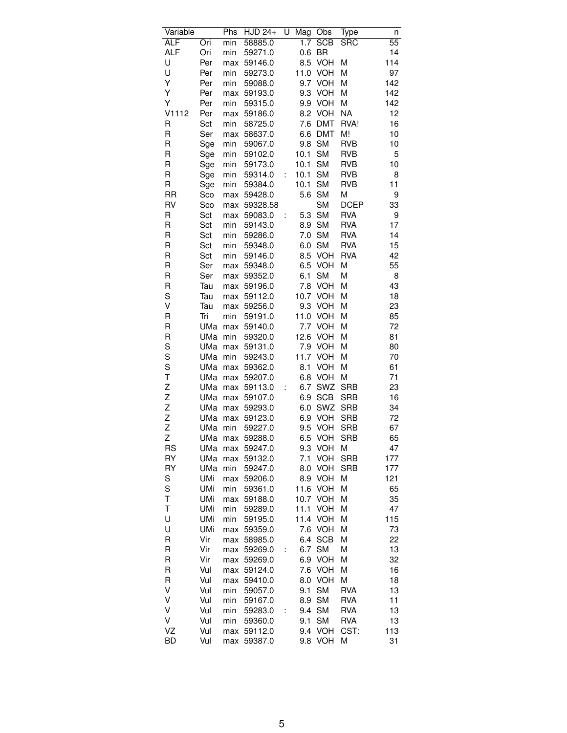| Variable | | Phs | HJD 24+ | U | Mag | Obs | Type | n |
|---|---|---|---|---|---|---|---|---|
| ALF | Ori | min | 58885.0 | | 1.7 | SCB | SRC | 55 |
| ALF | Ori | min | 59271.0 | | 0.6 | BR | | 14 |
| U | Per | max | 59146.0 | | 8.5 | VOH | M | 114 |
| U | Per | min | 59273.0 | | 11.0 | VOH | M | 97 |
| Y | Per | min | 59088.0 | | 9.7 | VOH | M | 142 |
| Y | Per | max | 59193.0 | | 9.3 | VOH | M | 142 |
| Y | Per | min | 59315.0 | | 9.9 | VOH | M | 142 |
| V1112 | Per | max | 59186.0 | | 8.2 | VOH | NA | 12 |
| R | Sct | min | 58725.0 | | 7.6 | DMT | RVA! | 16 |
| R | Ser | max | 58637.0 | | 6.6 | DMT | M! | 10 |
| R | Sge | min | 59067.0 | | 9.8 | SM | RVB | 10 |
| R | Sge | min | 59102.0 | | 10.1 | SM | RVB | 5 |
| R | Sge | min | 59173.0 | | 10.1 | SM | RVB | 10 |
| R | Sge | min | 59314.0 | : | 10.1 | SM | RVB | 8 |
| R | Sge | min | 59384.0 | | 10.1 | SM | RVB | 11 |
| RR | Sco | max | 59428.0 | | 5.6 | SM | M | 9 |
| RV | Sco | max | 59328.58 | | | SM | DCEP | 33 |
| R | Sct | max | 59083.0 | : | 5.3 | SM | RVA | 9 |
| R | Sct | min | 59143.0 | | 8.9 | SM | RVA | 17 |
| R | Sct | min | 59286.0 | | 7.0 | SM | RVA | 14 |
| R | Sct | min | 59348.0 | | 6.0 | SM | RVA | 15 |
| R | Sct | min | 59146.0 | | 8.5 | VOH | RVA | 42 |
| R | Ser | max | 59348.0 | | 6.5 | VOH | M | 55 |
| R | Ser | max | 59352.0 | | 6.1 | SM | M | 8 |
| R | Tau | max | 59196.0 | | 7.8 | VOH | M | 43 |
| S | Tau | max | 59112.0 | | 10.7 | VOH | M | 18 |
| V | Tau | max | 59256.0 | | 9.3 | VOH | M | 23 |
| R | Tri | min | 59191.0 | | 11.0 | VOH | M | 85 |
| R | UMa | max | 59140.0 | | 7.7 | VOH | M | 72 |
| R | UMa | min | 59320.0 | | 12.6 | VOH | M | 81 |
| S | UMa | max | 59131.0 | | 7.9 | VOH | M | 80 |
| S | UMa | min | 59243.0 | | 11.7 | VOH | M | 70 |
| S | UMa | max | 59362.0 | | 8.1 | VOH | M | 61 |
| T | UMa | max | 59207.0 | | 6.8 | VOH | M | 71 |
| Z | UMa | max | 59113.0 | : | 6.7 | SWZ | SRB | 23 |
| Z | UMa | max | 59107.0 | | 6.9 | SCB | SRB | 16 |
| Z | UMa | max | 59293.0 | | 6.0 | SWZ | SRB | 34 |
| Z | UMa | max | 59123.0 | | 6.9 | VOH | SRB | 72 |
| Z | UMa | min | 59227.0 | | 9.5 | VOH | SRB | 67 |
| Z | UMa | max | 59288.0 | | 6.5 | VOH | SRB | 65 |
| RS | UMa | max | 59247.0 | | 9.3 | VOH | M | 47 |
| RY | UMa | max | 59132.0 | | 7.1 | VOH | SRB | 177 |
| RY | UMa | min | 59247.0 | | 8.0 | VOH | SRB | 177 |
| S | UMi | max | 59206.0 | | 8.9 | VOH | M | 121 |
| S | UMi | min | 59361.0 | | 11.6 | VOH | M | 65 |
| T | UMi | max | 59188.0 | | 10.7 | VOH | M | 35 |
| T | UMi | min | 59289.0 | | 11.1 | VOH | M | 47 |
| U | UMi | min | 59195.0 | | 11.4 | VOH | M | 115 |
| U | UMi | max | 59359.0 | | 7.6 | VOH | M | 73 |
| R | Vir | max | 58985.0 | | 6.4 | SCB | M | 22 |
| R | Vir | max | 59269.0 | : | 6.7 | SM | M | 13 |
| R | Vir | max | 59269.0 | | 6.9 | VOH | M | 32 |
| R | Vul | max | 59124.0 | | 7.6 | VOH | M | 16 |
| R | Vul | max | 59410.0 | | 8.0 | VOH | M | 18 |
| V | Vul | min | 59057.0 | | 9.1 | SM | RVA | 13 |
| V | Vul | min | 59167.0 | | 8.9 | SM | RVA | 11 |
| V | Vul | min | 59283.0 | : | 9.4 | SM | RVA | 13 |
| V | Vul | min | 59360.0 | | 9.1 | SM | RVA | 13 |
| VZ | Vul | max | 59112.0 | | 9.4 | VOH | CST: | 113 |
| BD | Vul | max | 59387.0 | | 9.8 | VOH | M | 31 |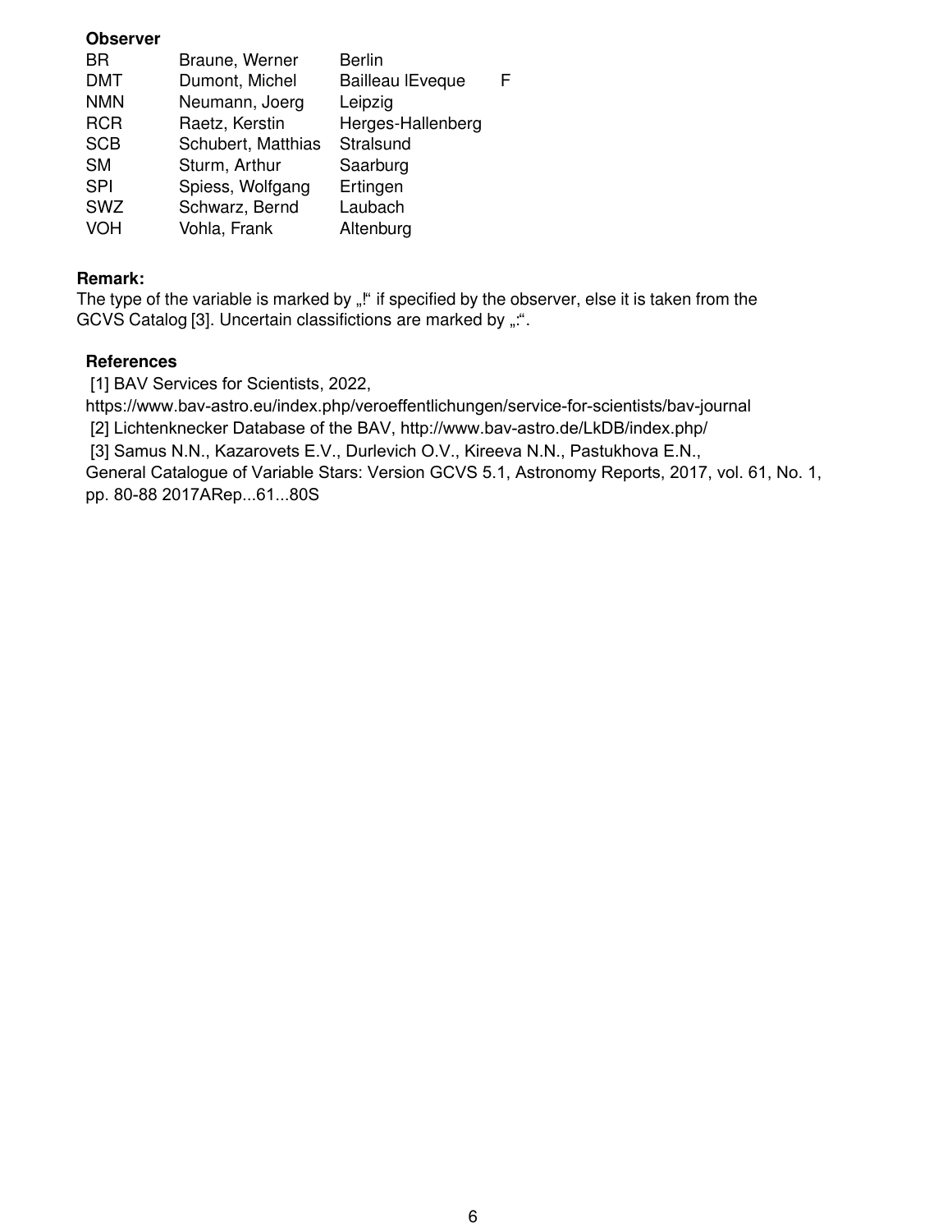**Observer**

| | | | |
|---|---|---|---|
| BR | Braune, Werner | Berlin | |
| DMT | Dumont, Michel | Bailleau lEveque | F |
| NMN | Neumann, Joerg | Leipzig | |
| RCR | Raetz, Kerstin | Herges-Hallenberg | |
| SCB | Schubert, Matthias | Stralsund | |
| SM | Sturm, Arthur | Saarburg | |
| SPI | Spiess, Wolfgang | Ertingen | |
| SWZ | Schwarz, Bernd | Laubach | |
| VOH | Vohla, Frank | Altenburg | |

**Remark:**
The type of the variable is marked by „!" if specified by the observer, else it is taken from the GCVS Catalog [3]. Uncertain classifictions are marked by „:".

**References**

[1] BAV Services for Scientists, 2022, https://www.bav-astro.eu/index.php/veroeffentlichungen/service-for-scientists/bav-journal

[2] Lichtenknecker Database of the BAV, http://www.bav-astro.de/LkDB/index.php/

[3] Samus N.N., Kazarovets E.V., Durlevich O.V., Kireeva N.N., Pastukhova E.N., General Catalogue of Variable Stars: Version GCVS 5.1, Astronomy Reports, 2017, vol. 61, No. 1, pp. 80-88 2017ARep...61...80S